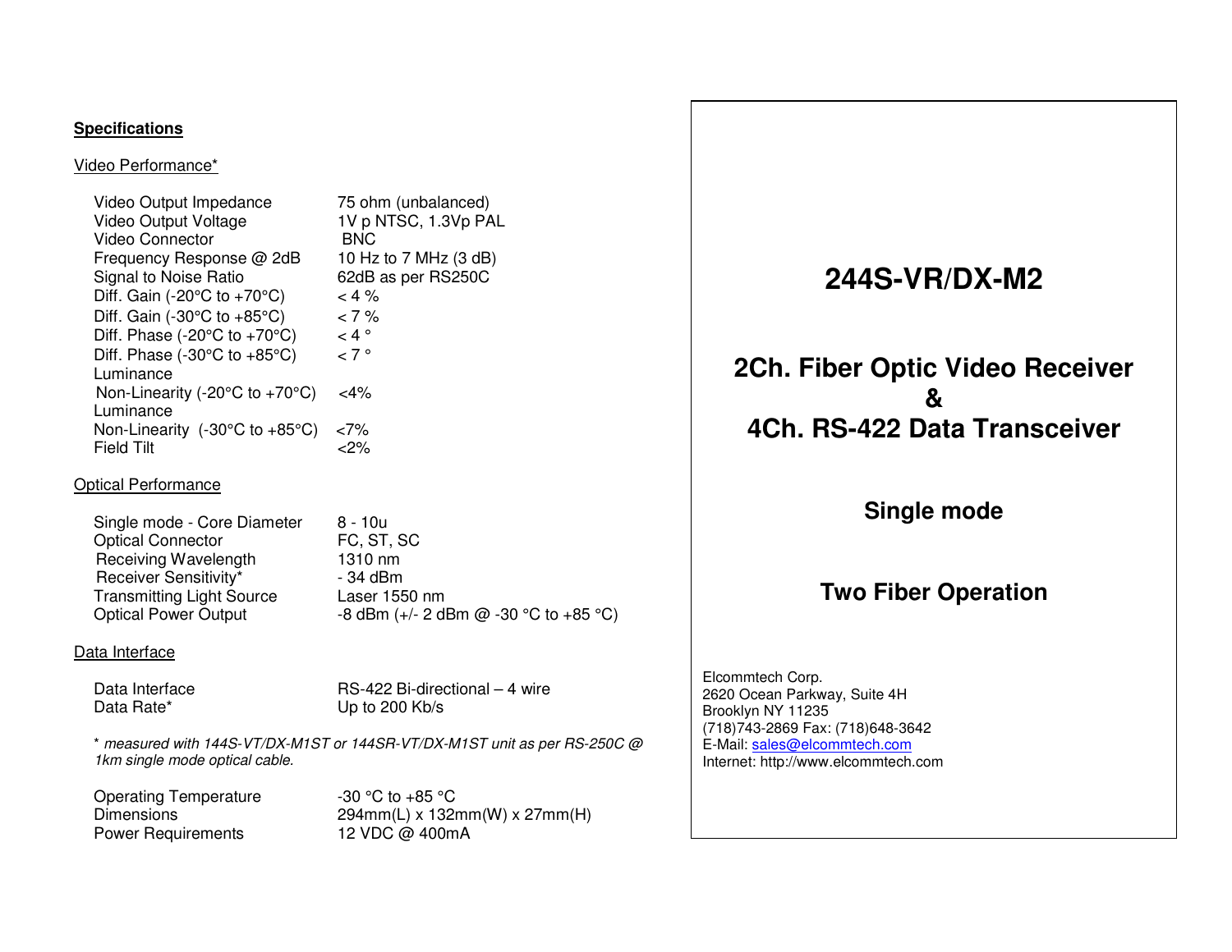## Specifications

### Video Performance*

| | |
|---|---|
| Video Output Impedance | 75 ohm (unbalanced) |
| Video Output Voltage | 1V p NTSC, 1.3Vp PAL |
| Video Connector | BNC |
| Frequency Response @ 2dB | 10 Hz to 7 MHz (3 dB) |
| Signal to Noise Ratio | 62dB as per RS250C |
| Diff. Gain (-20°C to +70°C) | < 4 % |
| Diff. Gain (-30°C to +85°C) | < 7 % |
| Diff. Phase (-20°C to +70°C) | < 4 ° |
| Diff. Phase (-30°C to +85°C) | < 7 ° |
| Luminance Non-Linearity (-20°C to +70°C) | <4% |
| Luminance Non-Linearity (-30°C to +85°C) | <7% |
| Field Tilt | <2% |

### Optical Performance

| | |
|---|---|
| Single mode - Core Diameter | 8 - 10u |
| Optical Connector | FC, ST, SC |
| Receiving Wavelength | 1310 nm |
| Receiver Sensitivity* | - 34 dBm |
| Transmitting Light Source | Laser 1550 nm |
| Optical Power Output | -8 dBm (+/- 2 dBm @ -30 °C to +85 °C) |

### Data Interface

| | |
|---|---|
| Data Interface | RS-422 Bi-directional – 4 wire |
| Data Rate* | Up to 200 Kb/s |

*\* measured with 144S-VT/DX-M1ST or 144SR-VT/DX-M1ST unit as per RS-250C @ 1km single mode optical cable.*

| | |
|---|---|
| Operating Temperature | -30 °C to +85 °C |
| Dimensions | 294mm(L) x 132mm(W) x 27mm(H) |
| Power Requirements | 12 VDC @ 400mA |

# 244S-VR/DX-M2

## 2Ch. Fiber Optic Video Receiver & 4Ch. RS-422 Data Transceiver

### Single mode

### Two Fiber Operation

Elcommtech Corp.
2620 Ocean Parkway, Suite 4H
Brooklyn NY 11235
(718)743-2869 Fax: (718)648-3642
E-Mail: sales@elcommtech.com
Internet: http://www.elcommtech.com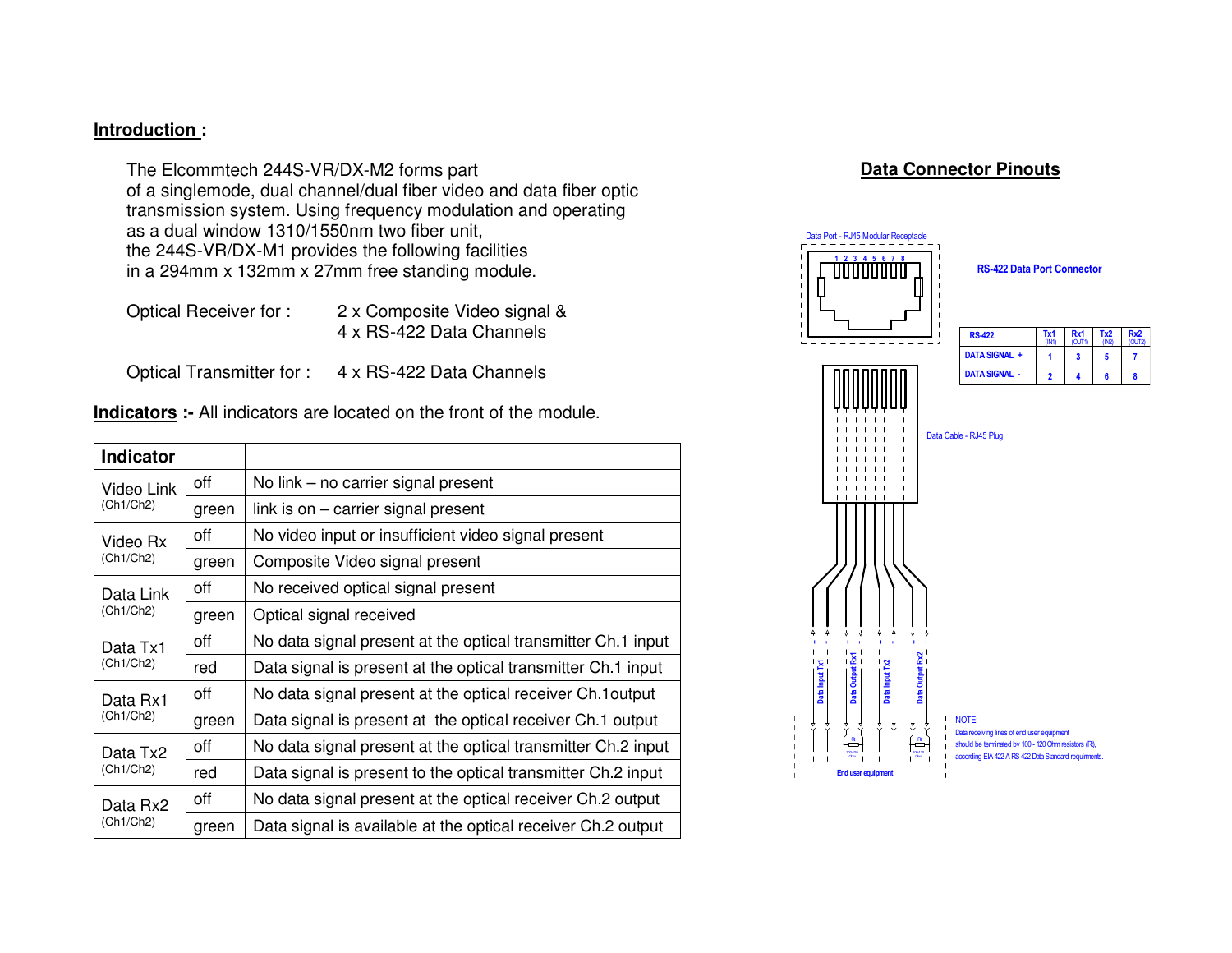**Introduction :**

The Elcommtech 244S-VR/DX-M2 forms part of a singlemode, dual channel/dual fiber video and data fiber optic transmission system. Using frequency modulation and operating as a dual window 1310/1550nm two fiber unit, the 244S-VR/DX-M1 provides the following facilities in a 294mm x 132mm x 27mm free standing module.

Optical Receiver for : 2 x Composite Video signal & 4 x RS-422 Data Channels

Optical Transmitter for : 4 x RS-422 Data Channels

**Indicators :-** All indicators are located on the front of the module.

| Indicator | | |
|---|---|---|
| Video Link (Ch1/Ch2) | off | No link – no carrier signal present |
| | green | link is on – carrier signal present |
| Video Rx (Ch1/Ch2) | off | No video input or insufficient video signal present |
| | green | Composite Video signal present |
| Data Link (Ch1/Ch2) | off | No received optical signal present |
| | green | Optical signal received |
| Data Tx1 (Ch1/Ch2) | off | No data signal present at the optical transmitter Ch.1 input |
| | red | Data signal is present at the optical transmitter Ch.1 input |
| Data Rx1 (Ch1/Ch2) | off | No data signal present at the optical receiver Ch.1output |
| | green | Data signal is present at the optical receiver Ch.1 output |
| Data Tx2 (Ch1/Ch2) | off | No data signal present at the optical transmitter Ch.2 input |
| | red | Data signal is present to the optical transmitter Ch.2 input |
| Data Rx2 (Ch1/Ch2) | off | No data signal present at the optical receiver Ch.2 output |
| | green | Data signal is available at the optical receiver Ch.2 output |

## Data Connector Pinouts

Data Port - RJ45 Modular Receptacle

**RS-422 Data Port Connector**

| RS-422 | Tx1 (IN1) | Rx1 (OUT1) | Tx2 (IN2) | Rx2 (OUT2) |
|---|---|---|---|---|
| DATA SIGNAL + | 1 | 3 | 5 | 7 |
| DATA SIGNAL - | 2 | 4 | 6 | 8 |

Data Cable - RJ45 Plug

Data Input Tx1 — Data Output Rx1 — Data Input Tx2 — Data Output Rx2

End user equipment

NOTE:
Data receiving lines of end user equipment should be terminated by 100 - 120 Ohm resistors (Rt), according EIA-422-A RS-422 Data Standard requirements.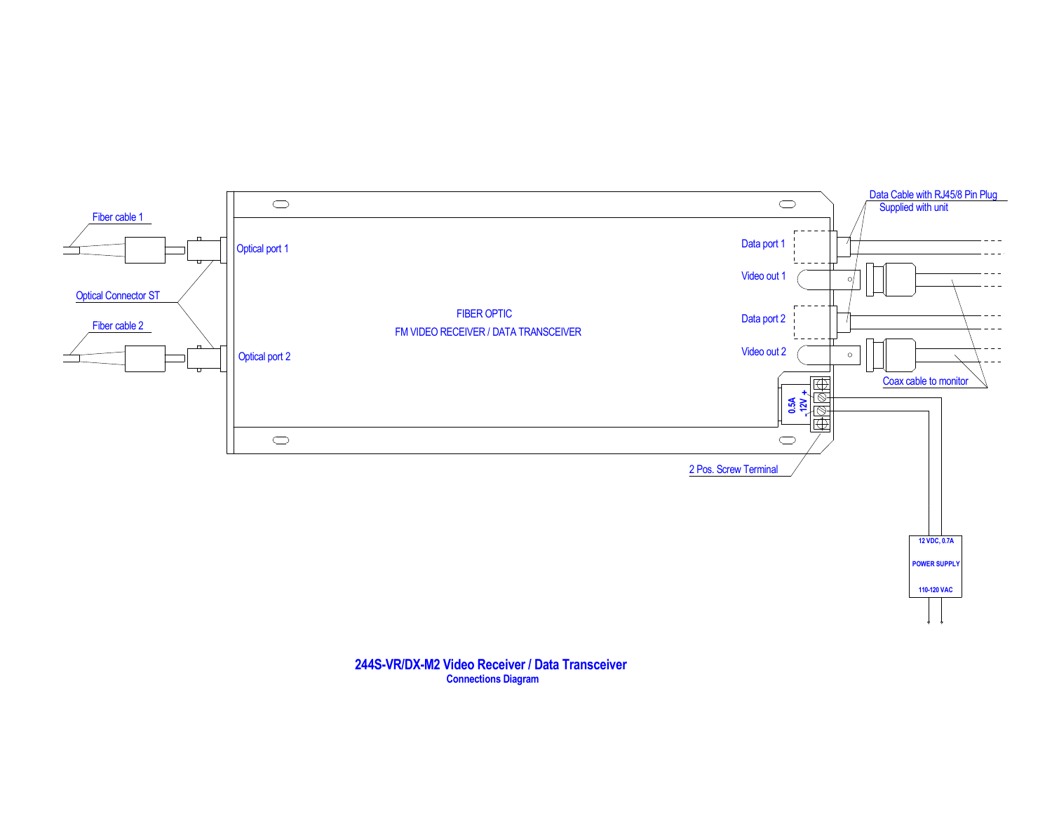Fiber cable 1

Optical port 1

Optical Connector ST

Fiber cable 2

Optical port 2

FIBER OPTIC

FM VIDEO RECEIVER / DATA TRANSCEIVER

Data Cable with RJ45/8 Pin Plug
Supplied with unit

Data port 1

Video out 1

Data port 2

Video out 2

Coax cable to monitor

0.5A
12V +
-

2 Pos. Screw Terminal

12 VDC, 0.7A

POWER SUPPLY

110-120 VAC

**244S-VR/DX-M2 Video Receiver / Data Transceiver**
**Connections Diagram**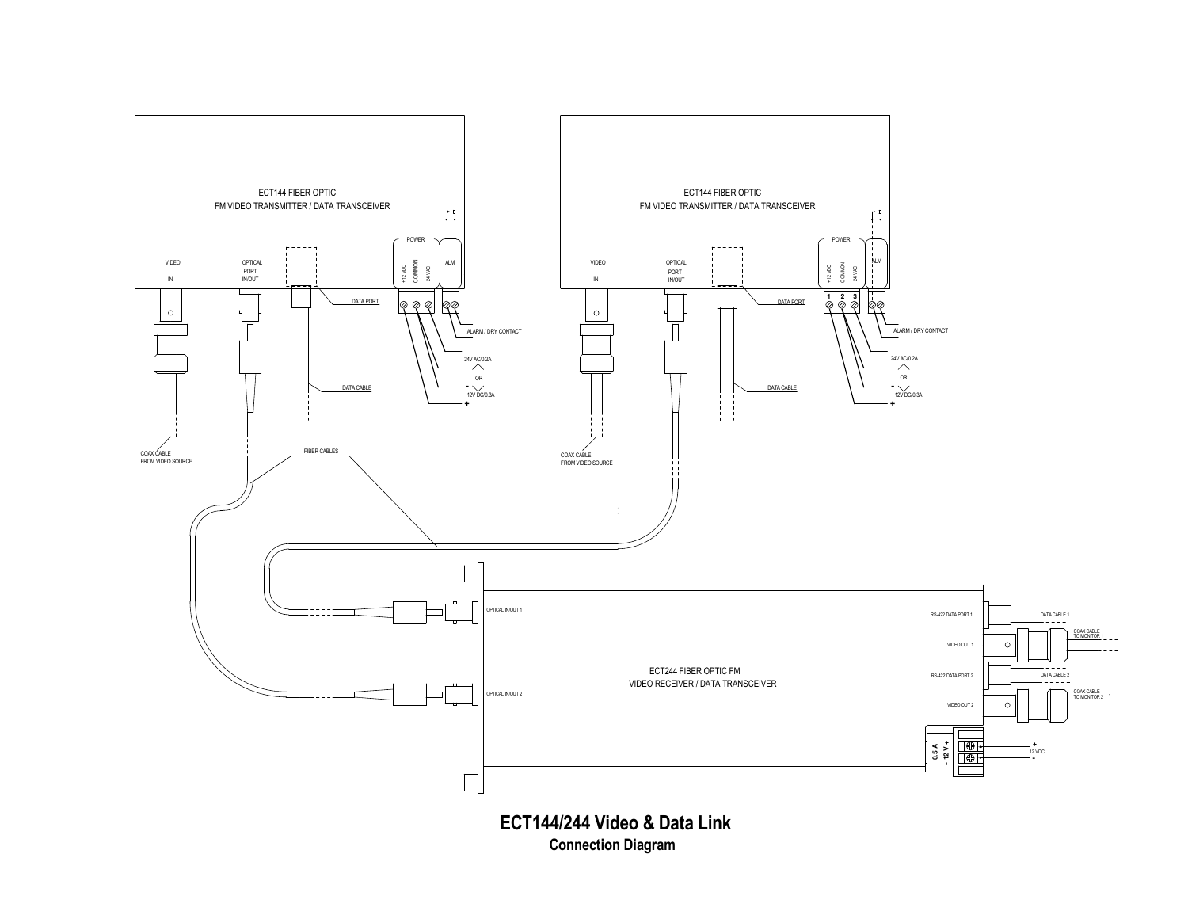ECT144 FIBER OPTIC
FM VIDEO TRANSMITTER / DATA TRANSCEIVER

VIDEO IN

OPTICAL PORT IN/OUT

DATA PORT

POWER

+12 VDC

COMMON

24 VAC

ALM

ALARM / DRY CONTACT

24V AC/0.2A

OR

12V DC/0.3A

DATA CABLE

COAX CABLE FROM VIDEO SOURCE

ECT144 FIBER OPTIC
FM VIDEO TRANSMITTER / DATA TRANSCEIVER

VIDEO IN

OPTICAL PORT IN/OUT

DATA PORT

POWER

+12 VDC

COMMON

24 VAC

1 2 3

ALM

ALARM / DRY CONTACT

24V AC/0.2A

OR

12V DC/0.3A

DATA CABLE

COAX CABLE FROM VIDEO SOURCE

FIBER CABLES

OPTICAL IN/OUT 1

OPTICAL IN/OUT 2

ECT244 FIBER OPTIC FM
VIDEO RECEIVER / DATA TRANSCEIVER

RS-422 DATA PORT 1

DATA CABLE 1

VIDEO OUT 1

COAX CABLE TO MONITOR 1

RS-422 DATA PORT 2

DATA CABLE 2

VIDEO OUT 2

COAX CABLE TO MONITOR 2

0.5 A
- 12 V +

12 VDC

# ECT144/244 Video & Data Link

## Connection Diagram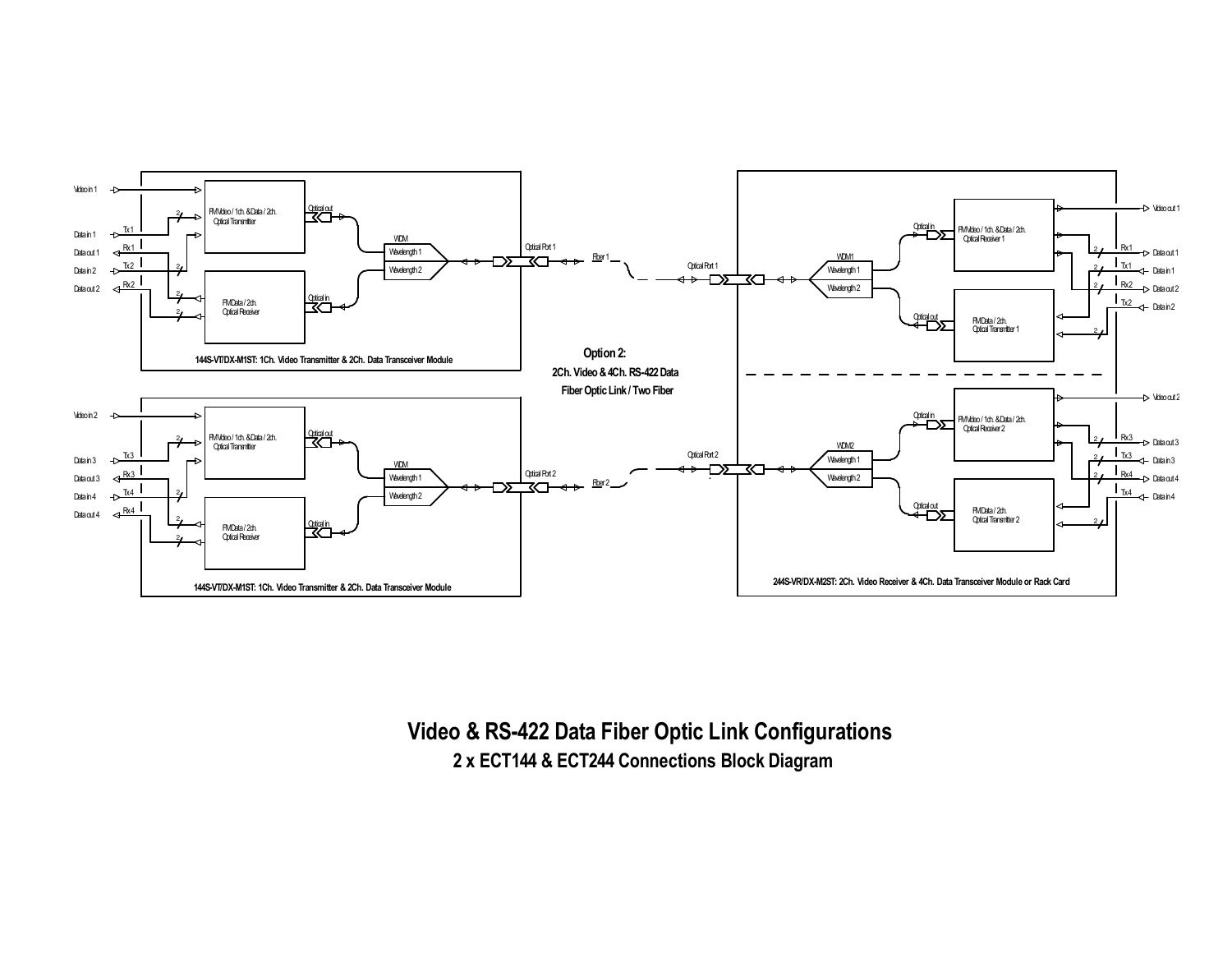Video in 1

Data in 1

Data out 1

Data in 2

Data out 2

Tx1

Rx1

Tx2

Rx2

FM Video / 1ch. & Data / 2ch. Optical Transmitter

Optical out

FM Data / 2ch. Optical Receiver

Optical in

WDM

Wavelength 1

Wavelength 2

Optical Port 1

Fiber 1

144S-VT/DX-M1ST: 1Ch. Video Transmitter & 2Ch. Data Transceiver Module

**Option 2:**

**2Ch. Video & 4Ch. RS-422 Data Fiber Optic Link / Two Fiber**

Video in 2

Data in 3

Data out 3

Data in 4

Data out 4

Tx3

Rx3

Tx4

Rx4

FM Video / 1ch. & Data / 2ch. Optical Transmitter

Optical out

FM Data / 2ch. Optical Receiver

Optical in

WDM

Wavelength 1

Wavelength 2

Optical Port 2

Fiber 2

144S-VT/DX-M1ST: 1Ch. Video Transmitter & 2Ch. Data Transceiver Module

Optical Port 1

WDM1

Wavelength 1

Wavelength 2

Optical in

FM Video / 1ch. & Data / 2ch. Optical Receiver 1

Optical out

FM Data / 2ch. Optical Transmitter 1

Video out 1

Rx1 Data out 1

Tx1 Data in 1

Rx2 Data out 2

Tx2 Data in 2

Optical Port 2

WDM2

Wavelength 1

Wavelength 2

Optical in

FM Video / 1ch. & Data / 2ch. Optical Receiver 2

Optical out

FM Data / 2ch. Optical Transmitter 2

Video out 2

Rx3 Data out 3

Tx3 Data in 3

Rx4 Data out 4

Tx4 Data in 4

244S-VR/DX-M2ST: 2Ch. Video Receiver & 4Ch. Data Transceiver Module or Rack Card

# Video & RS-422 Data Fiber Optic Link Configurations

## 2 x ECT144 & ECT244 Connections Block Diagram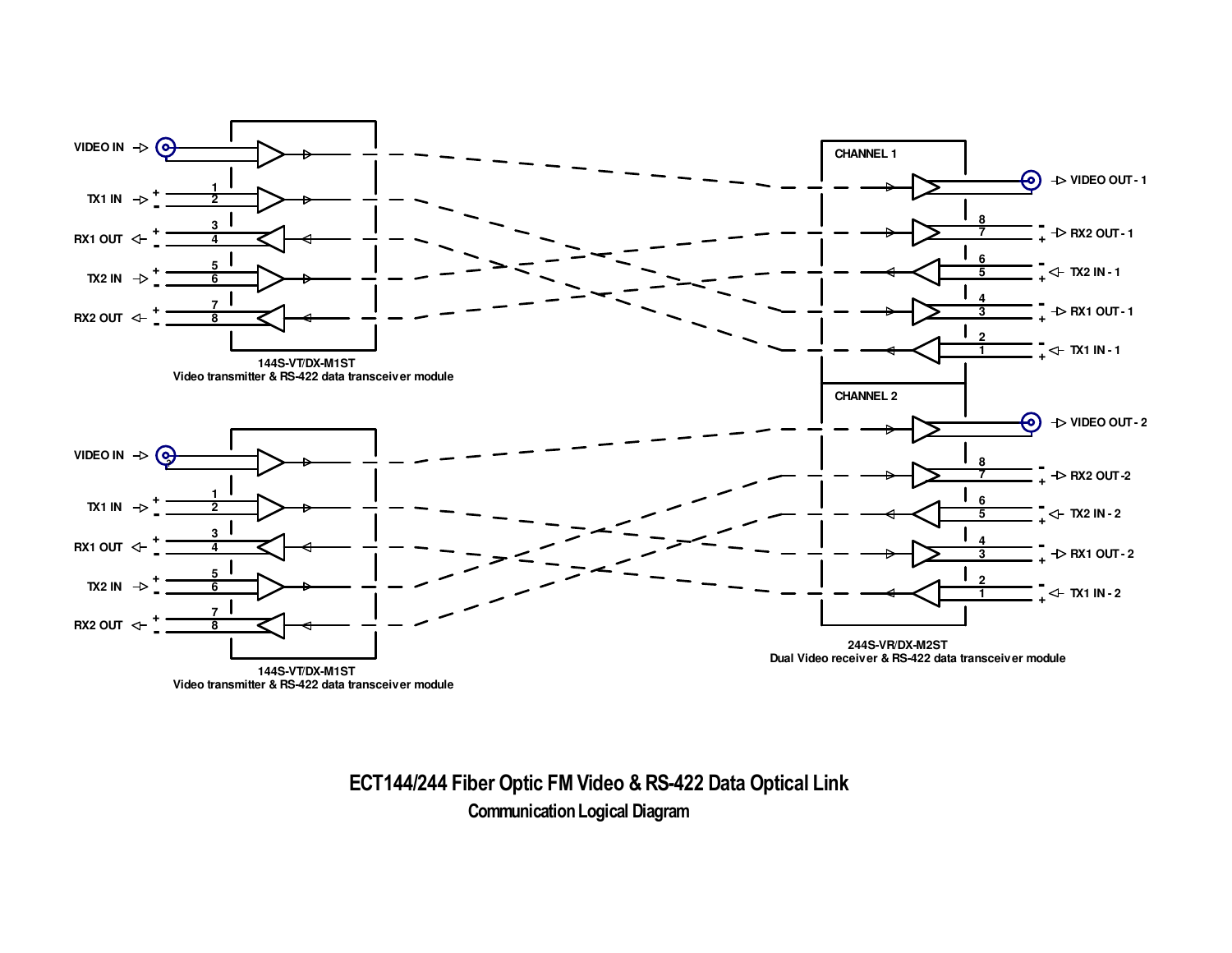VIDEO IN

TX1 IN

RX1 OUT

TX2 IN

RX2 OUT

144S-VT/DX-M1ST
Video transmitter & RS-422 data transceiver module

VIDEO IN

TX1 IN

RX1 OUT

TX2 IN

RX2 OUT

144S-VT/DX-M1ST
Video transmitter & RS-422 data transceiver module

CHANNEL 1

VIDEO OUT - 1

RX2 OUT - 1

TX2 IN - 1

RX1 OUT - 1

TX1 IN - 1

CHANNEL 2

VIDEO OUT - 2

RX2 OUT -2

TX2 IN - 2

RX1 OUT - 2

TX1 IN - 2

244S-VR/DX-M2ST
Dual Video receiver & RS-422 data transceiver module

# ECT144/244 Fiber Optic FM Video & RS-422 Data Optical Link

## Communication Logical Diagram